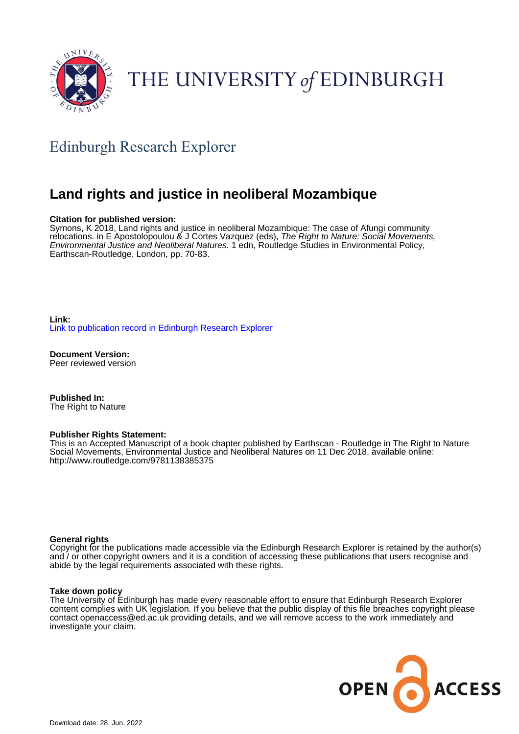THE UNIVERSITY of EDINBURGH

Edinburgh Research Explorer

# Land rights and justice in neoliberal Mozambique

**Citation for published version:**
Symons, K 2018, Land rights and justice in neoliberal Mozambique: The case of Afungi community relocations. in E Apostolopoulou & J Cortes Vazquez (eds), *The Right to Nature: Social Movements, Environmental Justice and Neoliberal Natures.* 1 edn, Routledge Studies in Environmental Policy, Earthscan-Routledge, London, pp. 70-83.

**Link:**
Link to publication record in Edinburgh Research Explorer

**Document Version:**
Peer reviewed version

**Published In:**
The Right to Nature

**Publisher Rights Statement:**
This is an Accepted Manuscript of a book chapter published by Earthscan - Routledge in The Right to Nature Social Movements, Environmental Justice and Neoliberal Natures on 11 Dec 2018, available online: http://www.routledge.com/9781138385375

**General rights**
Copyright for the publications made accessible via the Edinburgh Research Explorer is retained by the author(s) and / or other copyright owners and it is a condition of accessing these publications that users recognise and abide by the legal requirements associated with these rights.

**Take down policy**
The University of Edinburgh has made every reasonable effort to ensure that Edinburgh Research Explorer content complies with UK legislation. If you believe that the public display of this file breaches copyright please contact openaccess@ed.ac.uk providing details, and we will remove access to the work immediately and investigate your claim.

OPEN ACCESS

Download date: 28. Jun. 2022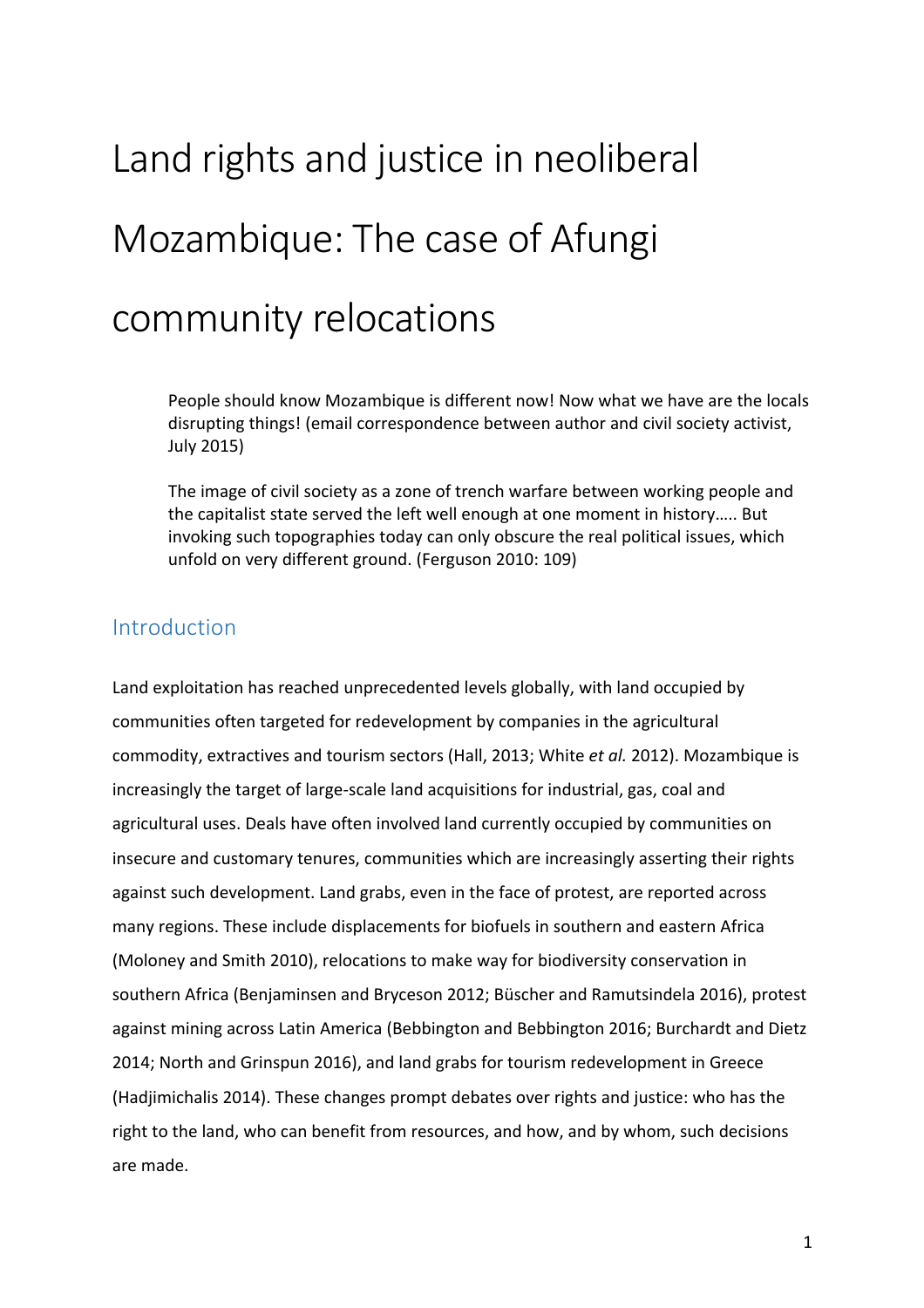# Land rights and justice in neoliberal Mozambique: The case of Afungi community relocations

> People should know Mozambique is different now! Now what we have are the locals disrupting things! (email correspondence between author and civil society activist, July 2015)

> The image of civil society as a zone of trench warfare between working people and the capitalist state served the left well enough at one moment in history….. But invoking such topographies today can only obscure the real political issues, which unfold on very different ground. (Ferguson 2010: 109)

## Introduction

Land exploitation has reached unprecedented levels globally, with land occupied by communities often targeted for redevelopment by companies in the agricultural commodity, extractives and tourism sectors (Hall, 2013; White *et al.* 2012). Mozambique is increasingly the target of large-scale land acquisitions for industrial, gas, coal and agricultural uses. Deals have often involved land currently occupied by communities on insecure and customary tenures, communities which are increasingly asserting their rights against such development. Land grabs, even in the face of protest, are reported across many regions. These include displacements for biofuels in southern and eastern Africa (Moloney and Smith 2010), relocations to make way for biodiversity conservation in southern Africa (Benjaminsen and Bryceson 2012; Büscher and Ramutsindela 2016), protest against mining across Latin America (Bebbington and Bebbington 2016; Burchardt and Dietz 2014; North and Grinspun 2016), and land grabs for tourism redevelopment in Greece (Hadjimichalis 2014). These changes prompt debates over rights and justice: who has the right to the land, who can benefit from resources, and how, and by whom, such decisions are made.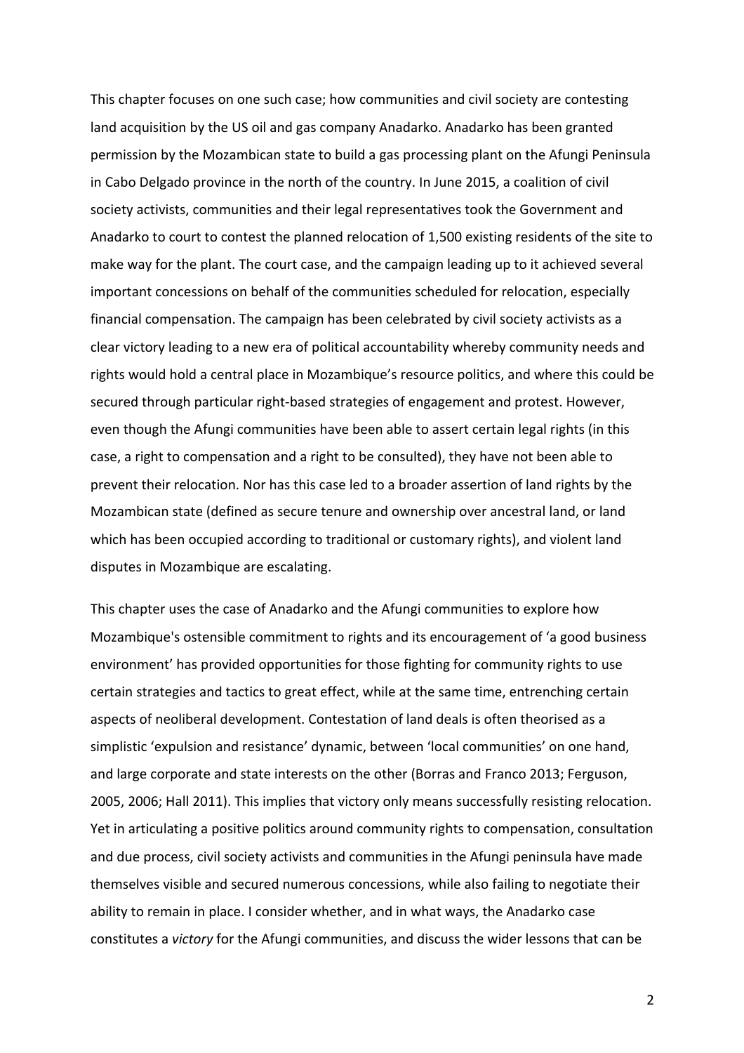This chapter focuses on one such case; how communities and civil society are contesting land acquisition by the US oil and gas company Anadarko. Anadarko has been granted permission by the Mozambican state to build a gas processing plant on the Afungi Peninsula in Cabo Delgado province in the north of the country. In June 2015, a coalition of civil society activists, communities and their legal representatives took the Government and Anadarko to court to contest the planned relocation of 1,500 existing residents of the site to make way for the plant. The court case, and the campaign leading up to it achieved several important concessions on behalf of the communities scheduled for relocation, especially financial compensation. The campaign has been celebrated by civil society activists as a clear victory leading to a new era of political accountability whereby community needs and rights would hold a central place in Mozambique's resource politics, and where this could be secured through particular right-based strategies of engagement and protest. However, even though the Afungi communities have been able to assert certain legal rights (in this case, a right to compensation and a right to be consulted), they have not been able to prevent their relocation. Nor has this case led to a broader assertion of land rights by the Mozambican state (defined as secure tenure and ownership over ancestral land, or land which has been occupied according to traditional or customary rights), and violent land disputes in Mozambique are escalating.

This chapter uses the case of Anadarko and the Afungi communities to explore how Mozambique's ostensible commitment to rights and its encouragement of 'a good business environment' has provided opportunities for those fighting for community rights to use certain strategies and tactics to great effect, while at the same time, entrenching certain aspects of neoliberal development. Contestation of land deals is often theorised as a simplistic 'expulsion and resistance' dynamic, between 'local communities' on one hand, and large corporate and state interests on the other (Borras and Franco 2013; Ferguson, 2005, 2006; Hall 2011). This implies that victory only means successfully resisting relocation. Yet in articulating a positive politics around community rights to compensation, consultation and due process, civil society activists and communities in the Afungi peninsula have made themselves visible and secured numerous concessions, while also failing to negotiate their ability to remain in place. I consider whether, and in what ways, the Anadarko case constitutes a *victory* for the Afungi communities, and discuss the wider lessons that can be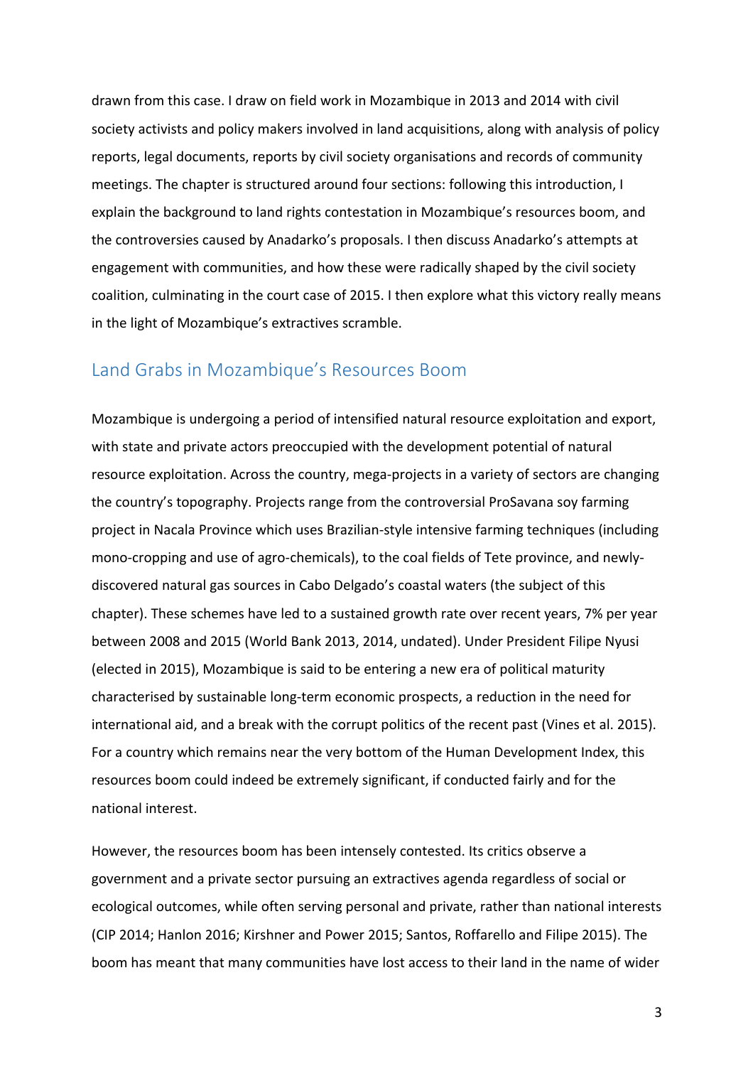drawn from this case. I draw on field work in Mozambique in 2013 and 2014 with civil society activists and policy makers involved in land acquisitions, along with analysis of policy reports, legal documents, reports by civil society organisations and records of community meetings. The chapter is structured around four sections: following this introduction, I explain the background to land rights contestation in Mozambique's resources boom, and the controversies caused by Anadarko's proposals. I then discuss Anadarko's attempts at engagement with communities, and how these were radically shaped by the civil society coalition, culminating in the court case of 2015. I then explore what this victory really means in the light of Mozambique's extractives scramble.

## Land Grabs in Mozambique's Resources Boom

Mozambique is undergoing a period of intensified natural resource exploitation and export, with state and private actors preoccupied with the development potential of natural resource exploitation. Across the country, mega-projects in a variety of sectors are changing the country's topography. Projects range from the controversial ProSavana soy farming project in Nacala Province which uses Brazilian-style intensive farming techniques (including mono-cropping and use of agro-chemicals), to the coal fields of Tete province, and newly-discovered natural gas sources in Cabo Delgado's coastal waters (the subject of this chapter). These schemes have led to a sustained growth rate over recent years, 7% per year between 2008 and 2015 (World Bank 2013, 2014, undated). Under President Filipe Nyusi (elected in 2015), Mozambique is said to be entering a new era of political maturity characterised by sustainable long-term economic prospects, a reduction in the need for international aid, and a break with the corrupt politics of the recent past (Vines et al. 2015). For a country which remains near the very bottom of the Human Development Index, this resources boom could indeed be extremely significant, if conducted fairly and for the national interest.

However, the resources boom has been intensely contested. Its critics observe a government and a private sector pursuing an extractives agenda regardless of social or ecological outcomes, while often serving personal and private, rather than national interests (CIP 2014; Hanlon 2016; Kirshner and Power 2015; Santos, Roffarello and Filipe 2015). The boom has meant that many communities have lost access to their land in the name of wider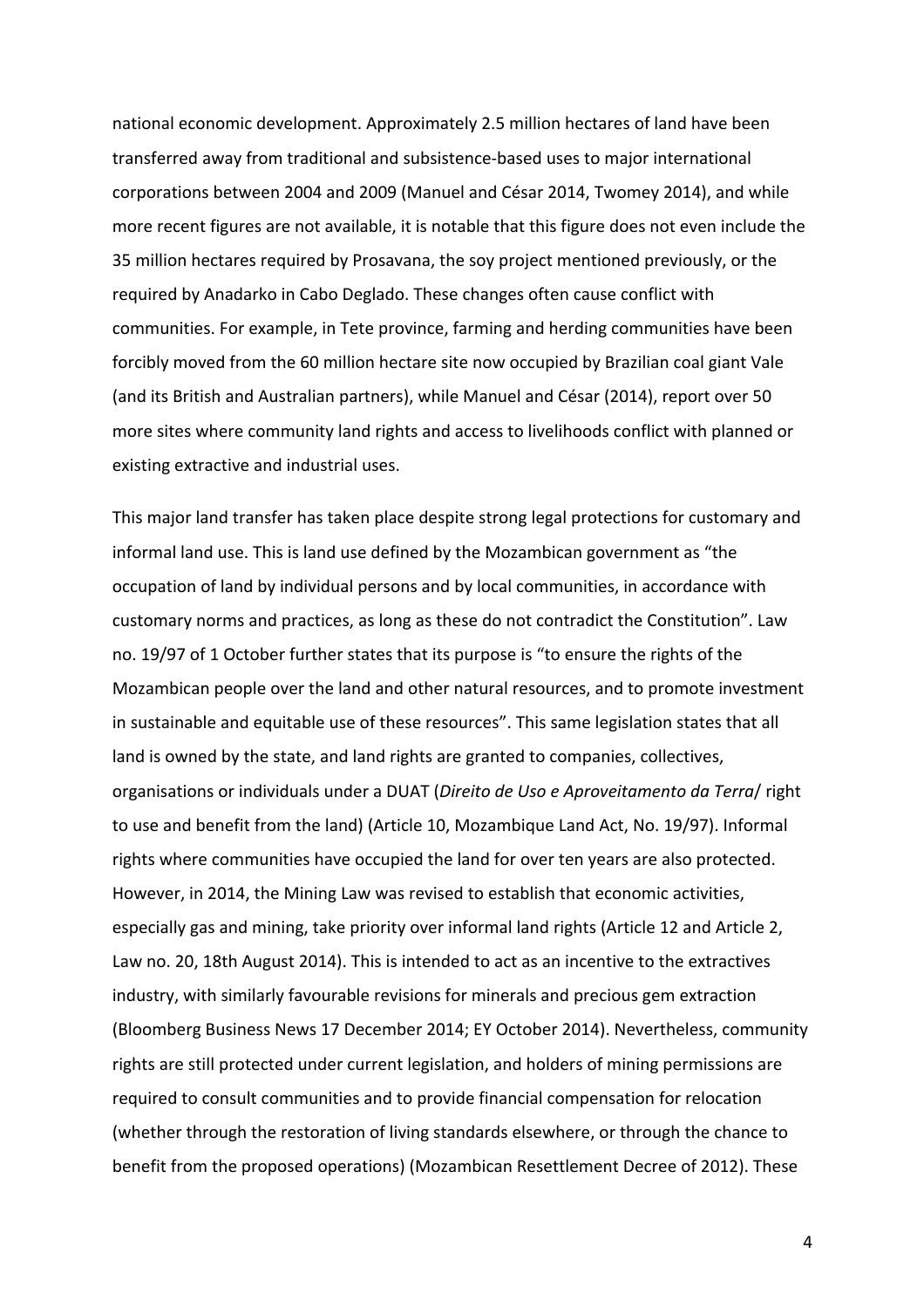national economic development. Approximately 2.5 million hectares of land have been transferred away from traditional and subsistence-based uses to major international corporations between 2004 and 2009 (Manuel and César 2014, Twomey 2014), and while more recent figures are not available, it is notable that this figure does not even include the 35 million hectares required by Prosavana, the soy project mentioned previously, or the required by Anadarko in Cabo Deglado. These changes often cause conflict with communities. For example, in Tete province, farming and herding communities have been forcibly moved from the 60 million hectare site now occupied by Brazilian coal giant Vale (and its British and Australian partners), while Manuel and César (2014), report over 50 more sites where community land rights and access to livelihoods conflict with planned or existing extractive and industrial uses.

This major land transfer has taken place despite strong legal protections for customary and informal land use. This is land use defined by the Mozambican government as "the occupation of land by individual persons and by local communities, in accordance with customary norms and practices, as long as these do not contradict the Constitution". Law no. 19/97 of 1 October further states that its purpose is "to ensure the rights of the Mozambican people over the land and other natural resources, and to promote investment in sustainable and equitable use of these resources". This same legislation states that all land is owned by the state, and land rights are granted to companies, collectives, organisations or individuals under a DUAT (*Direito de Uso e Aproveitamento da Terra*/ right to use and benefit from the land) (Article 10, Mozambique Land Act, No. 19/97). Informal rights where communities have occupied the land for over ten years are also protected. However, in 2014, the Mining Law was revised to establish that economic activities, especially gas and mining, take priority over informal land rights (Article 12 and Article 2, Law no. 20, 18th August 2014). This is intended to act as an incentive to the extractives industry, with similarly favourable revisions for minerals and precious gem extraction (Bloomberg Business News 17 December 2014; EY October 2014). Nevertheless, community rights are still protected under current legislation, and holders of mining permissions are required to consult communities and to provide financial compensation for relocation (whether through the restoration of living standards elsewhere, or through the chance to benefit from the proposed operations) (Mozambican Resettlement Decree of 2012). These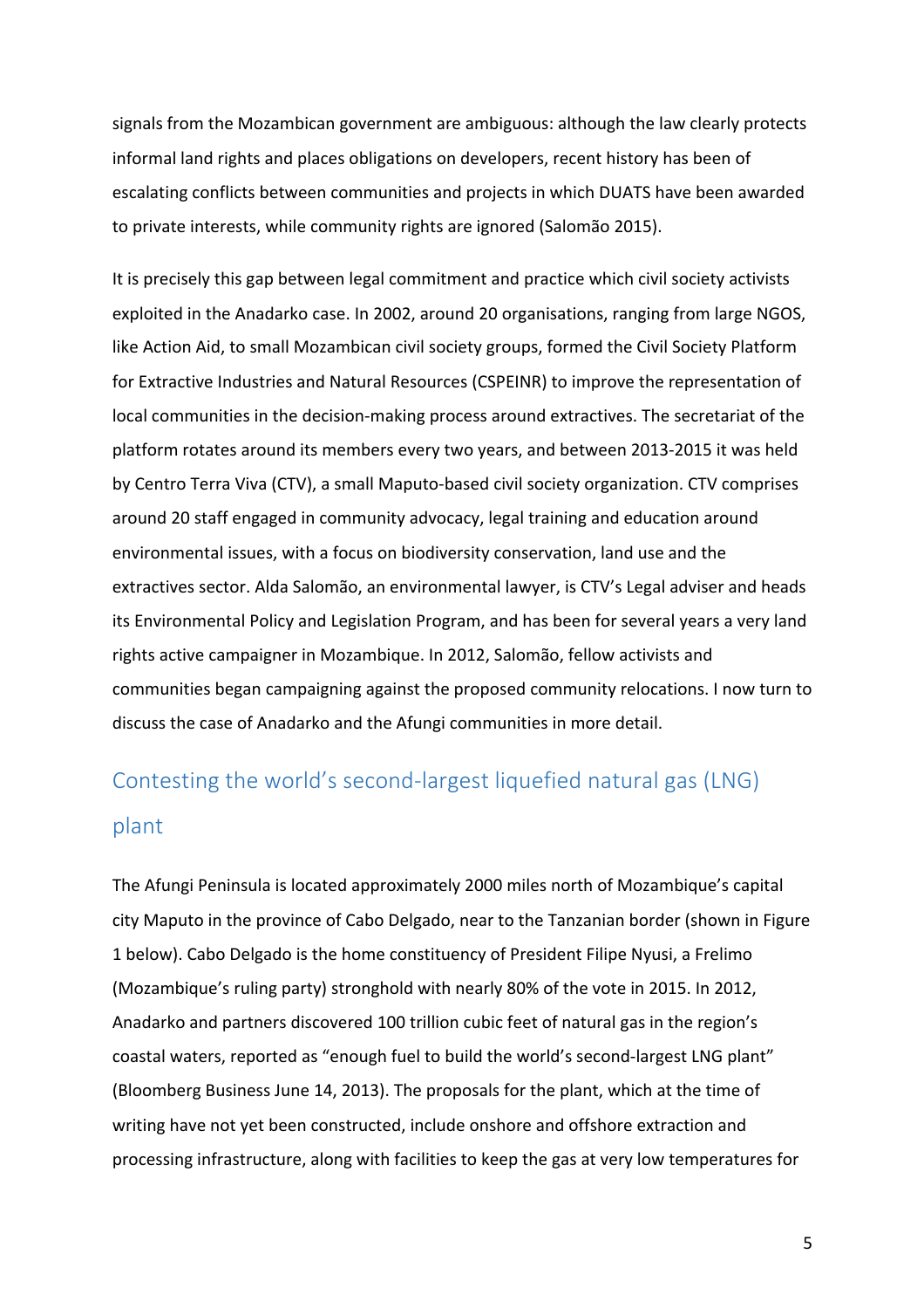signals from the Mozambican government are ambiguous: although the law clearly protects informal land rights and places obligations on developers, recent history has been of escalating conflicts between communities and projects in which DUATS have been awarded to private interests, while community rights are ignored (Salomão 2015).

It is precisely this gap between legal commitment and practice which civil society activists exploited in the Anadarko case. In 2002, around 20 organisations, ranging from large NGOS, like Action Aid, to small Mozambican civil society groups, formed the Civil Society Platform for Extractive Industries and Natural Resources (CSPEINR) to improve the representation of local communities in the decision-making process around extractives. The secretariat of the platform rotates around its members every two years, and between 2013-2015 it was held by Centro Terra Viva (CTV), a small Maputo-based civil society organization. CTV comprises around 20 staff engaged in community advocacy, legal training and education around environmental issues, with a focus on biodiversity conservation, land use and the extractives sector. Alda Salomão, an environmental lawyer, is CTV's Legal adviser and heads its Environmental Policy and Legislation Program, and has been for several years a very land rights active campaigner in Mozambique. In 2012, Salomão, fellow activists and communities began campaigning against the proposed community relocations. I now turn to discuss the case of Anadarko and the Afungi communities in more detail.

## Contesting the world's second-largest liquefied natural gas (LNG) plant

The Afungi Peninsula is located approximately 2000 miles north of Mozambique's capital city Maputo in the province of Cabo Delgado, near to the Tanzanian border (shown in Figure 1 below). Cabo Delgado is the home constituency of President Filipe Nyusi, a Frelimo (Mozambique's ruling party) stronghold with nearly 80% of the vote in 2015. In 2012, Anadarko and partners discovered 100 trillion cubic feet of natural gas in the region's coastal waters, reported as "enough fuel to build the world's second-largest LNG plant" (Bloomberg Business June 14, 2013). The proposals for the plant, which at the time of writing have not yet been constructed, include onshore and offshore extraction and processing infrastructure, along with facilities to keep the gas at very low temperatures for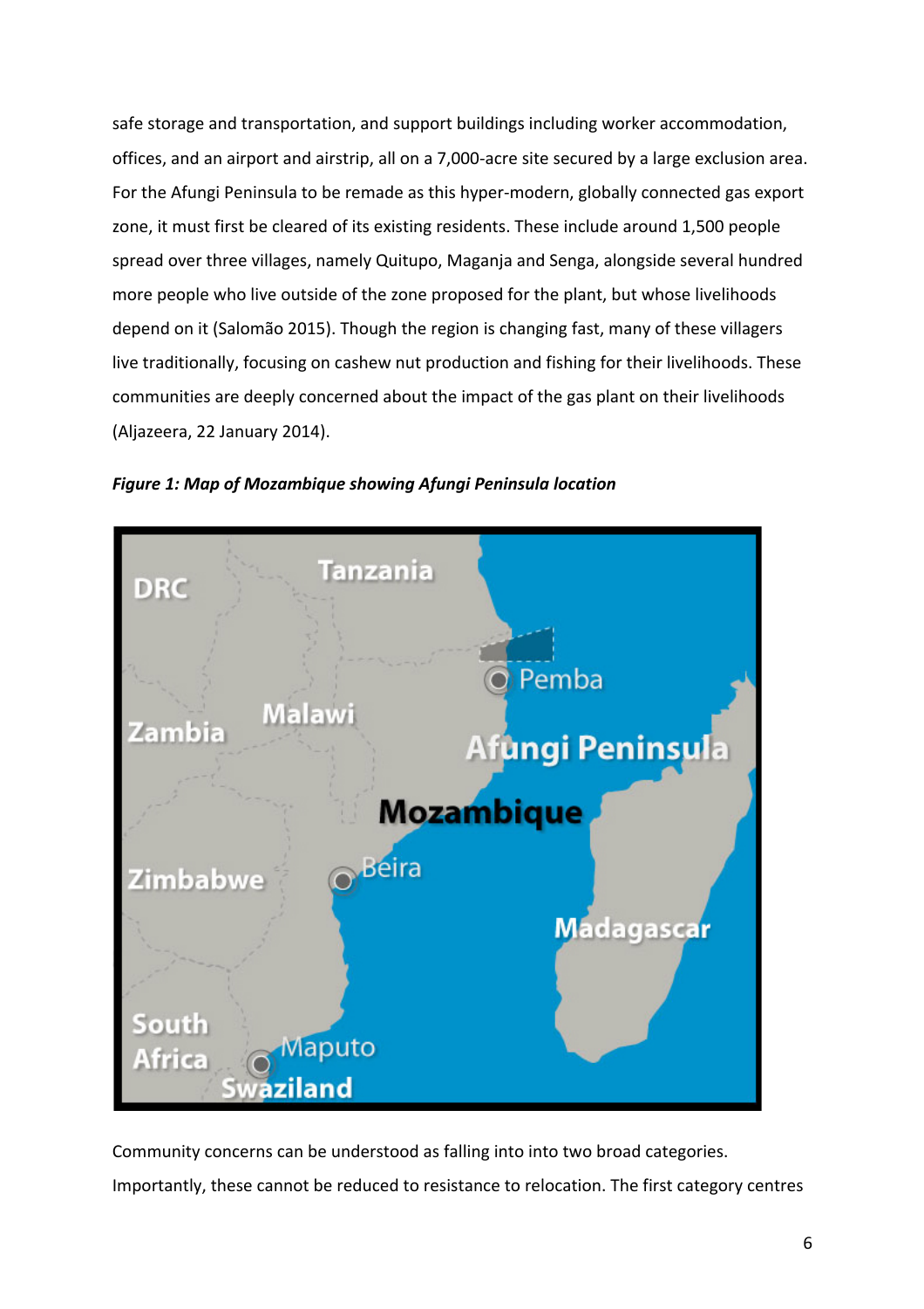safe storage and transportation, and support buildings including worker accommodation, offices, and an airport and airstrip, all on a 7,000-acre site secured by a large exclusion area. For the Afungi Peninsula to be remade as this hyper-modern, globally connected gas export zone, it must first be cleared of its existing residents. These include around 1,500 people spread over three villages, namely Quitupo, Maganja and Senga, alongside several hundred more people who live outside of the zone proposed for the plant, but whose livelihoods depend on it (Salomão 2015). Though the region is changing fast, many of these villagers live traditionally, focusing on cashew nut production and fishing for their livelihoods. These communities are deeply concerned about the impact of the gas plant on their livelihoods (Aljazeera, 22 January 2014).

***Figure 1: Map of Mozambique showing Afungi Peninsula location***

Community concerns can be understood as falling into into two broad categories. Importantly, these cannot be reduced to resistance to relocation. The first category centres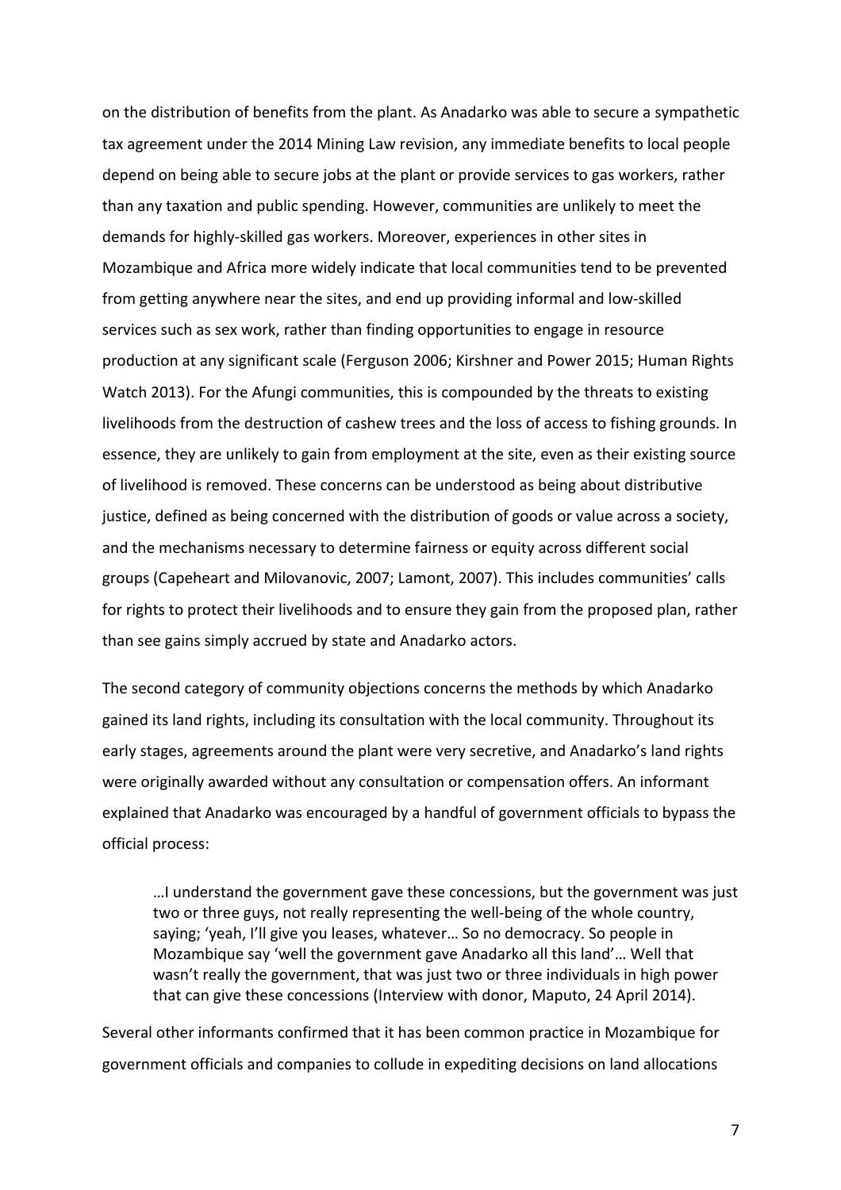on the distribution of benefits from the plant. As Anadarko was able to secure a sympathetic tax agreement under the 2014 Mining Law revision, any immediate benefits to local people depend on being able to secure jobs at the plant or provide services to gas workers, rather than any taxation and public spending. However, communities are unlikely to meet the demands for highly-skilled gas workers. Moreover, experiences in other sites in Mozambique and Africa more widely indicate that local communities tend to be prevented from getting anywhere near the sites, and end up providing informal and low-skilled services such as sex work, rather than finding opportunities to engage in resource production at any significant scale (Ferguson 2006; Kirshner and Power 2015; Human Rights Watch 2013). For the Afungi communities, this is compounded by the threats to existing livelihoods from the destruction of cashew trees and the loss of access to fishing grounds. In essence, they are unlikely to gain from employment at the site, even as their existing source of livelihood is removed. These concerns can be understood as being about distributive justice, defined as being concerned with the distribution of goods or value across a society, and the mechanisms necessary to determine fairness or equity across different social groups (Capeheart and Milovanovic, 2007; Lamont, 2007). This includes communities' calls for rights to protect their livelihoods and to ensure they gain from the proposed plan, rather than see gains simply accrued by state and Anadarko actors.

The second category of community objections concerns the methods by which Anadarko gained its land rights, including its consultation with the local community. Throughout its early stages, agreements around the plant were very secretive, and Anadarko's land rights were originally awarded without any consultation or compensation offers. An informant explained that Anadarko was encouraged by a handful of government officials to bypass the official process:

> …I understand the government gave these concessions, but the government was just two or three guys, not really representing the well-being of the whole country, saying; 'yeah, I'll give you leases, whatever… So no democracy. So people in Mozambique say 'well the government gave Anadarko all this land'… Well that wasn't really the government, that was just two or three individuals in high power that can give these concessions (Interview with donor, Maputo, 24 April 2014).

Several other informants confirmed that it has been common practice in Mozambique for government officials and companies to collude in expediting decisions on land allocations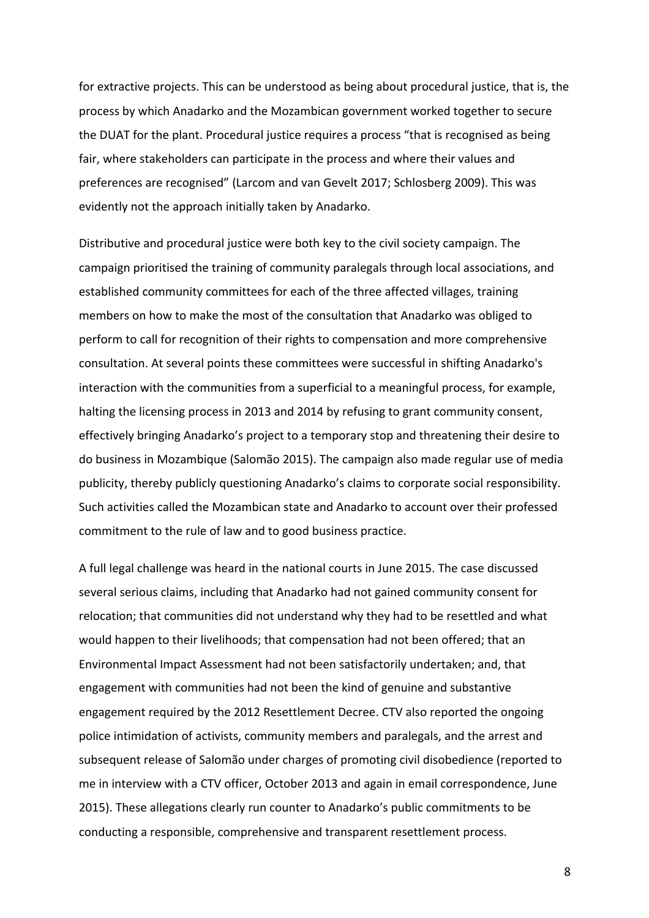for extractive projects. This can be understood as being about procedural justice, that is, the process by which Anadarko and the Mozambican government worked together to secure the DUAT for the plant. Procedural justice requires a process "that is recognised as being fair, where stakeholders can participate in the process and where their values and preferences are recognised" (Larcom and van Gevelt 2017; Schlosberg 2009). This was evidently not the approach initially taken by Anadarko.

Distributive and procedural justice were both key to the civil society campaign. The campaign prioritised the training of community paralegals through local associations, and established community committees for each of the three affected villages, training members on how to make the most of the consultation that Anadarko was obliged to perform to call for recognition of their rights to compensation and more comprehensive consultation. At several points these committees were successful in shifting Anadarko's interaction with the communities from a superficial to a meaningful process, for example, halting the licensing process in 2013 and 2014 by refusing to grant community consent, effectively bringing Anadarko's project to a temporary stop and threatening their desire to do business in Mozambique (Salomão 2015). The campaign also made regular use of media publicity, thereby publicly questioning Anadarko's claims to corporate social responsibility. Such activities called the Mozambican state and Anadarko to account over their professed commitment to the rule of law and to good business practice.

A full legal challenge was heard in the national courts in June 2015. The case discussed several serious claims, including that Anadarko had not gained community consent for relocation; that communities did not understand why they had to be resettled and what would happen to their livelihoods; that compensation had not been offered; that an Environmental Impact Assessment had not been satisfactorily undertaken; and, that engagement with communities had not been the kind of genuine and substantive engagement required by the 2012 Resettlement Decree. CTV also reported the ongoing police intimidation of activists, community members and paralegals, and the arrest and subsequent release of Salomão under charges of promoting civil disobedience (reported to me in interview with a CTV officer, October 2013 and again in email correspondence, June 2015). These allegations clearly run counter to Anadarko's public commitments to be conducting a responsible, comprehensive and transparent resettlement process.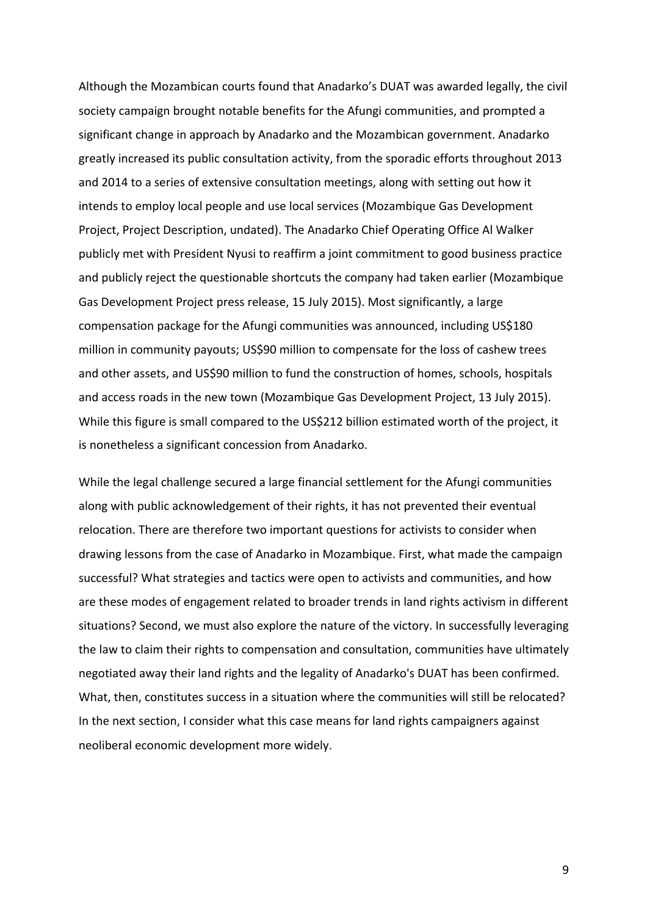Although the Mozambican courts found that Anadarko's DUAT was awarded legally, the civil society campaign brought notable benefits for the Afungi communities, and prompted a significant change in approach by Anadarko and the Mozambican government. Anadarko greatly increased its public consultation activity, from the sporadic efforts throughout 2013 and 2014 to a series of extensive consultation meetings, along with setting out how it intends to employ local people and use local services (Mozambique Gas Development Project, Project Description, undated). The Anadarko Chief Operating Office Al Walker publicly met with President Nyusi to reaffirm a joint commitment to good business practice and publicly reject the questionable shortcuts the company had taken earlier (Mozambique Gas Development Project press release, 15 July 2015). Most significantly, a large compensation package for the Afungi communities was announced, including US$180 million in community payouts; US$90 million to compensate for the loss of cashew trees and other assets, and US$90 million to fund the construction of homes, schools, hospitals and access roads in the new town (Mozambique Gas Development Project, 13 July 2015). While this figure is small compared to the US$212 billion estimated worth of the project, it is nonetheless a significant concession from Anadarko.

While the legal challenge secured a large financial settlement for the Afungi communities along with public acknowledgement of their rights, it has not prevented their eventual relocation. There are therefore two important questions for activists to consider when drawing lessons from the case of Anadarko in Mozambique. First, what made the campaign successful? What strategies and tactics were open to activists and communities, and how are these modes of engagement related to broader trends in land rights activism in different situations? Second, we must also explore the nature of the victory. In successfully leveraging the law to claim their rights to compensation and consultation, communities have ultimately negotiated away their land rights and the legality of Anadarko's DUAT has been confirmed. What, then, constitutes success in a situation where the communities will still be relocated? In the next section, I consider what this case means for land rights campaigners against neoliberal economic development more widely.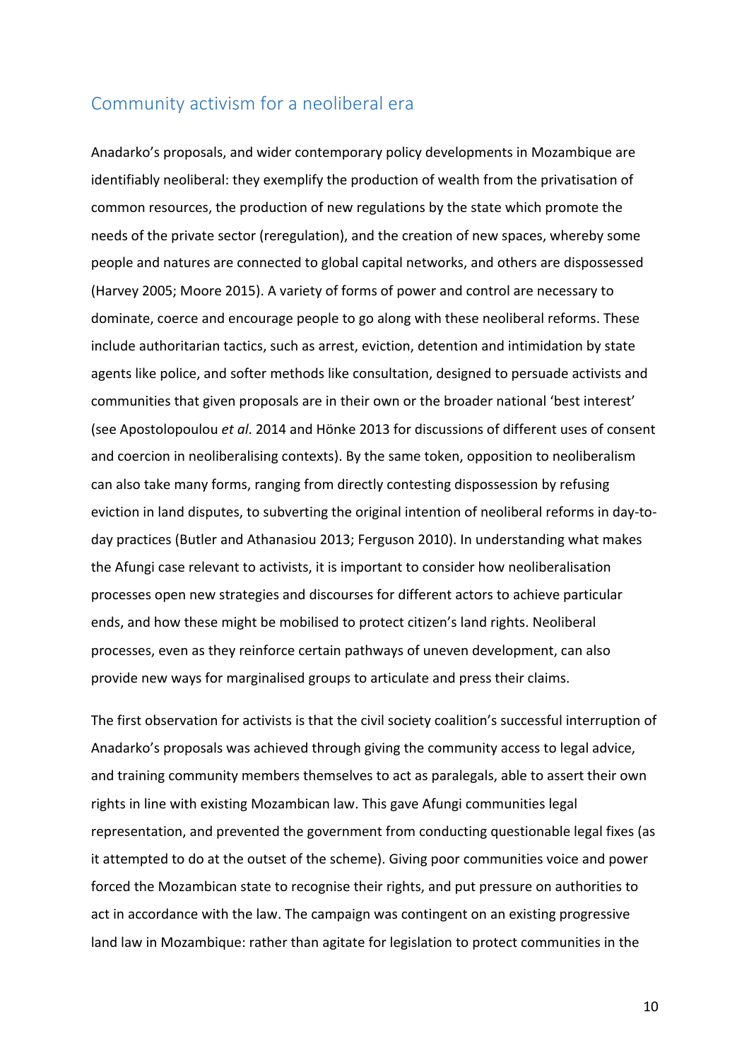## Community activism for a neoliberal era

Anadarko's proposals, and wider contemporary policy developments in Mozambique are identifiably neoliberal: they exemplify the production of wealth from the privatisation of common resources, the production of new regulations by the state which promote the needs of the private sector (reregulation), and the creation of new spaces, whereby some people and natures are connected to global capital networks, and others are dispossessed (Harvey 2005; Moore 2015). A variety of forms of power and control are necessary to dominate, coerce and encourage people to go along with these neoliberal reforms. These include authoritarian tactics, such as arrest, eviction, detention and intimidation by state agents like police, and softer methods like consultation, designed to persuade activists and communities that given proposals are in their own or the broader national 'best interest' (see Apostolopoulou *et al*. 2014 and Hönke 2013 for discussions of different uses of consent and coercion in neoliberalising contexts). By the same token, opposition to neoliberalism can also take many forms, ranging from directly contesting dispossession by refusing eviction in land disputes, to subverting the original intention of neoliberal reforms in day-to-day practices (Butler and Athanasiou 2013; Ferguson 2010). In understanding what makes the Afungi case relevant to activists, it is important to consider how neoliberalisation processes open new strategies and discourses for different actors to achieve particular ends, and how these might be mobilised to protect citizen's land rights. Neoliberal processes, even as they reinforce certain pathways of uneven development, can also provide new ways for marginalised groups to articulate and press their claims.

The first observation for activists is that the civil society coalition's successful interruption of Anadarko's proposals was achieved through giving the community access to legal advice, and training community members themselves to act as paralegals, able to assert their own rights in line with existing Mozambican law. This gave Afungi communities legal representation, and prevented the government from conducting questionable legal fixes (as it attempted to do at the outset of the scheme). Giving poor communities voice and power forced the Mozambican state to recognise their rights, and put pressure on authorities to act in accordance with the law. The campaign was contingent on an existing progressive land law in Mozambique: rather than agitate for legislation to protect communities in the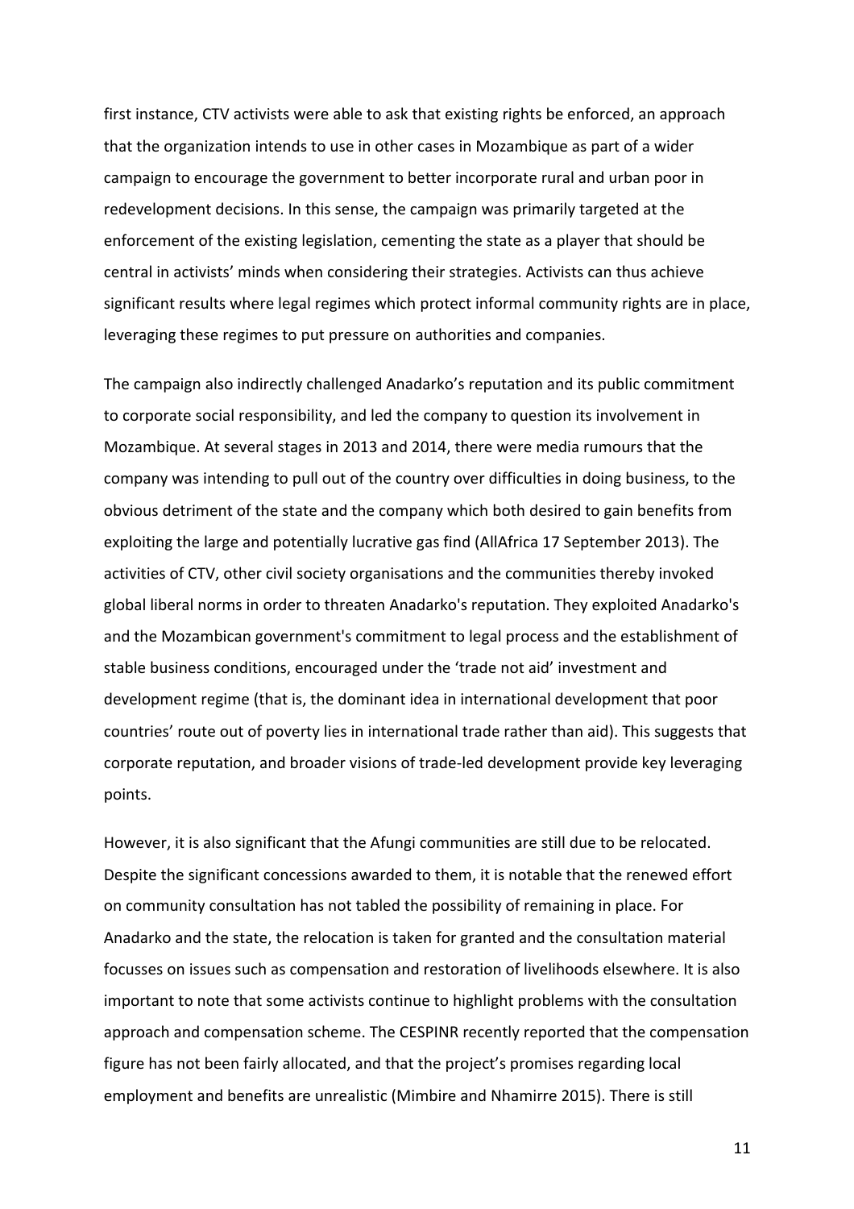first instance, CTV activists were able to ask that existing rights be enforced, an approach that the organization intends to use in other cases in Mozambique as part of a wider campaign to encourage the government to better incorporate rural and urban poor in redevelopment decisions. In this sense, the campaign was primarily targeted at the enforcement of the existing legislation, cementing the state as a player that should be central in activists' minds when considering their strategies. Activists can thus achieve significant results where legal regimes which protect informal community rights are in place, leveraging these regimes to put pressure on authorities and companies.

The campaign also indirectly challenged Anadarko's reputation and its public commitment to corporate social responsibility, and led the company to question its involvement in Mozambique. At several stages in 2013 and 2014, there were media rumours that the company was intending to pull out of the country over difficulties in doing business, to the obvious detriment of the state and the company which both desired to gain benefits from exploiting the large and potentially lucrative gas find (AllAfrica 17 September 2013). The activities of CTV, other civil society organisations and the communities thereby invoked global liberal norms in order to threaten Anadarko's reputation. They exploited Anadarko's and the Mozambican government's commitment to legal process and the establishment of stable business conditions, encouraged under the 'trade not aid' investment and development regime (that is, the dominant idea in international development that poor countries' route out of poverty lies in international trade rather than aid). This suggests that corporate reputation, and broader visions of trade-led development provide key leveraging points.

However, it is also significant that the Afungi communities are still due to be relocated. Despite the significant concessions awarded to them, it is notable that the renewed effort on community consultation has not tabled the possibility of remaining in place. For Anadarko and the state, the relocation is taken for granted and the consultation material focusses on issues such as compensation and restoration of livelihoods elsewhere. It is also important to note that some activists continue to highlight problems with the consultation approach and compensation scheme. The CESPINR recently reported that the compensation figure has not been fairly allocated, and that the project's promises regarding local employment and benefits are unrealistic (Mimbire and Nhamirre 2015). There is still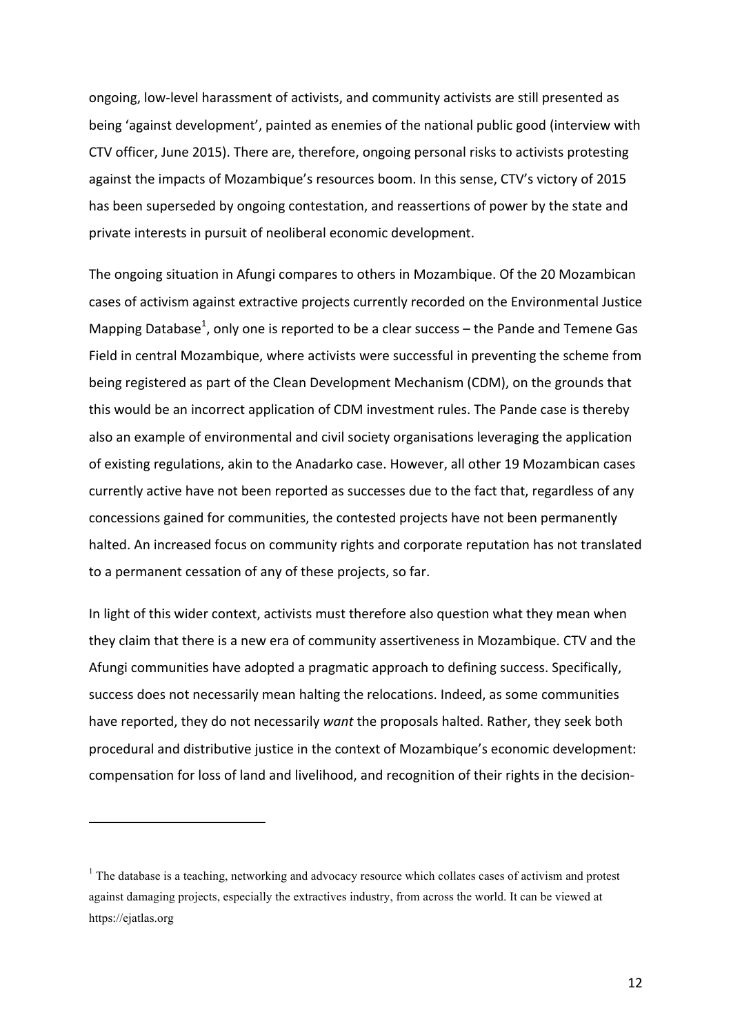ongoing, low-level harassment of activists, and community activists are still presented as being 'against development', painted as enemies of the national public good (interview with CTV officer, June 2015). There are, therefore, ongoing personal risks to activists protesting against the impacts of Mozambique's resources boom. In this sense, CTV's victory of 2015 has been superseded by ongoing contestation, and reassertions of power by the state and private interests in pursuit of neoliberal economic development.

The ongoing situation in Afungi compares to others in Mozambique. Of the 20 Mozambican cases of activism against extractive projects currently recorded on the Environmental Justice Mapping Database[1], only one is reported to be a clear success – the Pande and Temene Gas Field in central Mozambique, where activists were successful in preventing the scheme from being registered as part of the Clean Development Mechanism (CDM), on the grounds that this would be an incorrect application of CDM investment rules. The Pande case is thereby also an example of environmental and civil society organisations leveraging the application of existing regulations, akin to the Anadarko case. However, all other 19 Mozambican cases currently active have not been reported as successes due to the fact that, regardless of any concessions gained for communities, the contested projects have not been permanently halted. An increased focus on community rights and corporate reputation has not translated to a permanent cessation of any of these projects, so far.

In light of this wider context, activists must therefore also question what they mean when they claim that there is a new era of community assertiveness in Mozambique. CTV and the Afungi communities have adopted a pragmatic approach to defining success. Specifically, success does not necessarily mean halting the relocations. Indeed, as some communities have reported, they do not necessarily *want* the proposals halted. Rather, they seek both procedural and distributive justice in the context of Mozambique's economic development: compensation for loss of land and livelihood, and recognition of their rights in the decision-

[1] The database is a teaching, networking and advocacy resource which collates cases of activism and protest against damaging projects, especially the extractives industry, from across the world. It can be viewed at https://ejatlas.org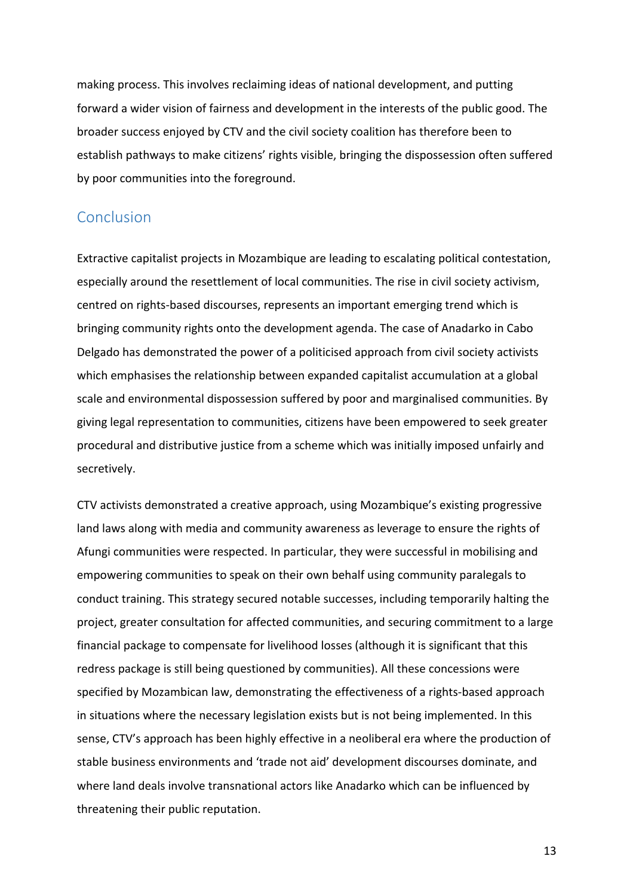making process. This involves reclaiming ideas of national development, and putting forward a wider vision of fairness and development in the interests of the public good. The broader success enjoyed by CTV and the civil society coalition has therefore been to establish pathways to make citizens' rights visible, bringing the dispossession often suffered by poor communities into the foreground.

## Conclusion

Extractive capitalist projects in Mozambique are leading to escalating political contestation, especially around the resettlement of local communities. The rise in civil society activism, centred on rights-based discourses, represents an important emerging trend which is bringing community rights onto the development agenda. The case of Anadarko in Cabo Delgado has demonstrated the power of a politicised approach from civil society activists which emphasises the relationship between expanded capitalist accumulation at a global scale and environmental dispossession suffered by poor and marginalised communities. By giving legal representation to communities, citizens have been empowered to seek greater procedural and distributive justice from a scheme which was initially imposed unfairly and secretively.

CTV activists demonstrated a creative approach, using Mozambique's existing progressive land laws along with media and community awareness as leverage to ensure the rights of Afungi communities were respected. In particular, they were successful in mobilising and empowering communities to speak on their own behalf using community paralegals to conduct training. This strategy secured notable successes, including temporarily halting the project, greater consultation for affected communities, and securing commitment to a large financial package to compensate for livelihood losses (although it is significant that this redress package is still being questioned by communities). All these concessions were specified by Mozambican law, demonstrating the effectiveness of a rights-based approach in situations where the necessary legislation exists but is not being implemented. In this sense, CTV's approach has been highly effective in a neoliberal era where the production of stable business environments and 'trade not aid' development discourses dominate, and where land deals involve transnational actors like Anadarko which can be influenced by threatening their public reputation.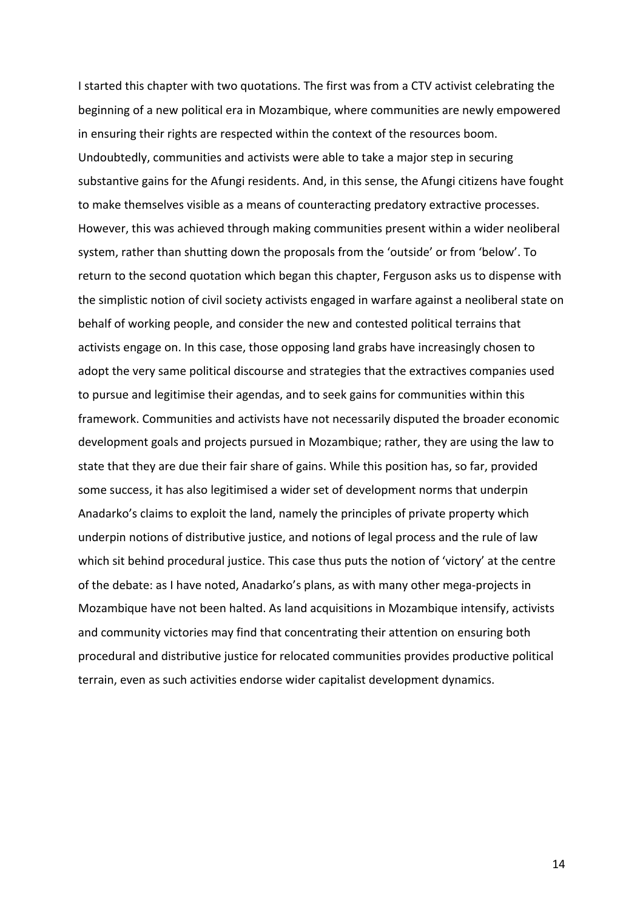I started this chapter with two quotations. The first was from a CTV activist celebrating the beginning of a new political era in Mozambique, where communities are newly empowered in ensuring their rights are respected within the context of the resources boom. Undoubtedly, communities and activists were able to take a major step in securing substantive gains for the Afungi residents. And, in this sense, the Afungi citizens have fought to make themselves visible as a means of counteracting predatory extractive processes. However, this was achieved through making communities present within a wider neoliberal system, rather than shutting down the proposals from the 'outside' or from 'below'. To return to the second quotation which began this chapter, Ferguson asks us to dispense with the simplistic notion of civil society activists engaged in warfare against a neoliberal state on behalf of working people, and consider the new and contested political terrains that activists engage on. In this case, those opposing land grabs have increasingly chosen to adopt the very same political discourse and strategies that the extractives companies used to pursue and legitimise their agendas, and to seek gains for communities within this framework. Communities and activists have not necessarily disputed the broader economic development goals and projects pursued in Mozambique; rather, they are using the law to state that they are due their fair share of gains. While this position has, so far, provided some success, it has also legitimised a wider set of development norms that underpin Anadarko's claims to exploit the land, namely the principles of private property which underpin notions of distributive justice, and notions of legal process and the rule of law which sit behind procedural justice. This case thus puts the notion of 'victory' at the centre of the debate: as I have noted, Anadarko's plans, as with many other mega-projects in Mozambique have not been halted. As land acquisitions in Mozambique intensify, activists and community victories may find that concentrating their attention on ensuring both procedural and distributive justice for relocated communities provides productive political terrain, even as such activities endorse wider capitalist development dynamics.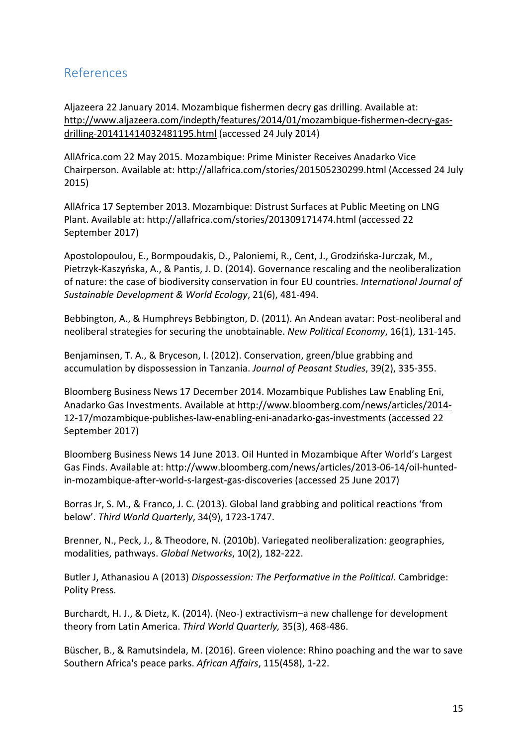## References

Aljazeera 22 January 2014. Mozambique fishermen decry gas drilling. Available at: http://www.aljazeera.com/indepth/features/2014/01/mozambique-fishermen-decry-gas-drilling-201411414032481195.html (accessed 24 July 2014)

AllAfrica.com 22 May 2015. Mozambique: Prime Minister Receives Anadarko Vice Chairperson. Available at: http://allafrica.com/stories/201505230299.html (Accessed 24 July 2015)

AllAfrica 17 September 2013. Mozambique: Distrust Surfaces at Public Meeting on LNG Plant. Available at: http://allafrica.com/stories/201309171474.html (accessed 22 September 2017)

Apostolopoulou, E., Bormpoudakis, D., Paloniemi, R., Cent, J., Grodzińska-Jurczak, M., Pietrzyk-Kaszyńska, A., & Pantis, J. D. (2014). Governance rescaling and the neoliberalization of nature: the case of biodiversity conservation in four EU countries. *International Journal of Sustainable Development & World Ecology*, 21(6), 481-494.

Bebbington, A., & Humphreys Bebbington, D. (2011). An Andean avatar: Post-neoliberal and neoliberal strategies for securing the unobtainable. *New Political Economy*, 16(1), 131-145.

Benjaminsen, T. A., & Bryceson, I. (2012). Conservation, green/blue grabbing and accumulation by dispossession in Tanzania. *Journal of Peasant Studies*, 39(2), 335-355.

Bloomberg Business News 17 December 2014. Mozambique Publishes Law Enabling Eni, Anadarko Gas Investments. Available at http://www.bloomberg.com/news/articles/2014-12-17/mozambique-publishes-law-enabling-eni-anadarko-gas-investments (accessed 22 September 2017)

Bloomberg Business News 14 June 2013. Oil Hunted in Mozambique After World's Largest Gas Finds. Available at: http://www.bloomberg.com/news/articles/2013-06-14/oil-hunted-in-mozambique-after-world-s-largest-gas-discoveries (accessed 25 June 2017)

Borras Jr, S. M., & Franco, J. C. (2013). Global land grabbing and political reactions 'from below'. *Third World Quarterly*, 34(9), 1723-1747.

Brenner, N., Peck, J., & Theodore, N. (2010b). Variegated neoliberalization: geographies, modalities, pathways. *Global Networks*, 10(2), 182-222.

Butler J, Athanasiou A (2013) *Dispossession: The Performative in the Political*. Cambridge: Polity Press.

Burchardt, H. J., & Dietz, K. (2014). (Neo-) extractivism–a new challenge for development theory from Latin America. *Third World Quarterly,* 35(3), 468-486.

Büscher, B., & Ramutsindela, M. (2016). Green violence: Rhino poaching and the war to save Southern Africa's peace parks. *African Affairs*, 115(458), 1-22.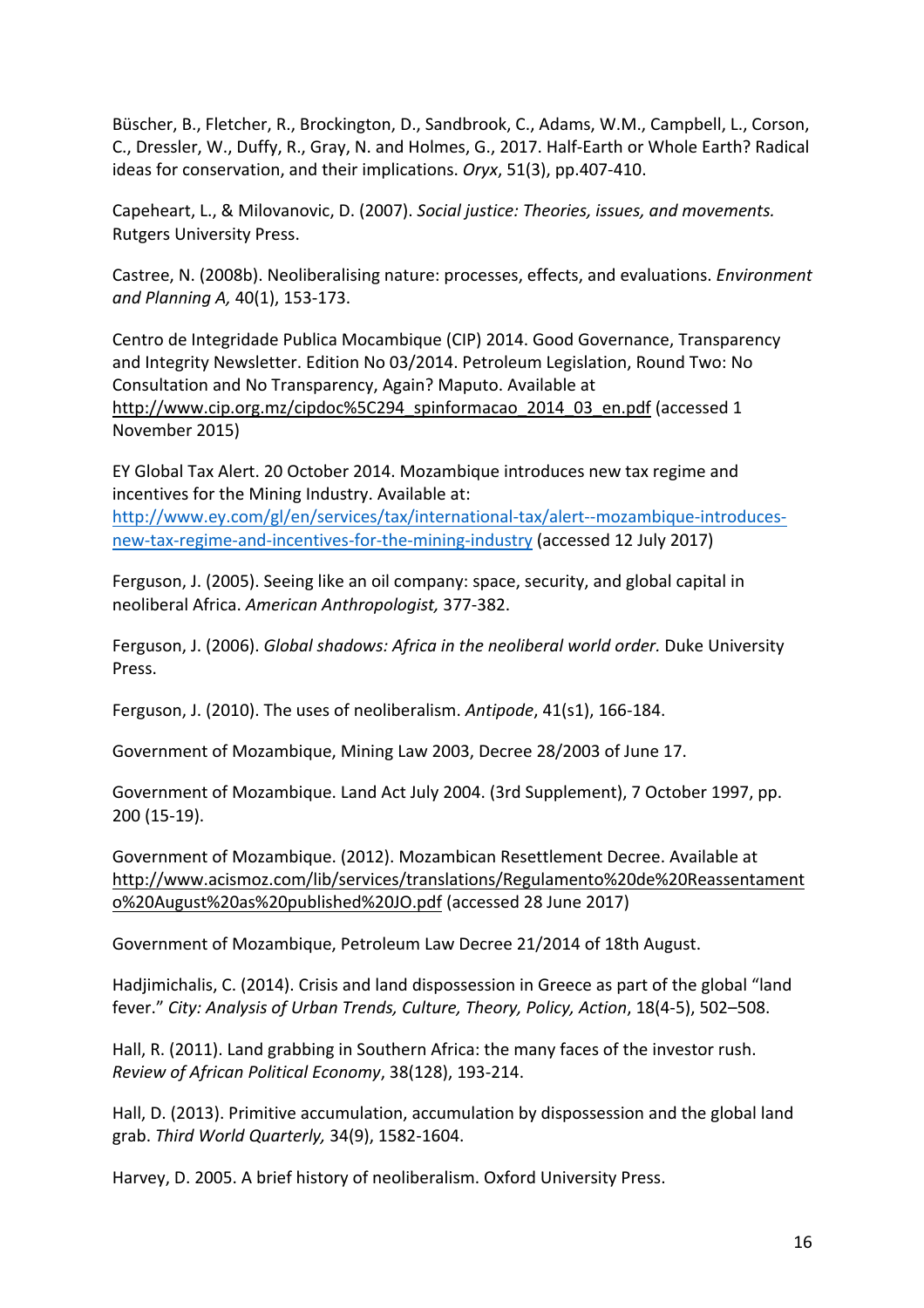Büscher, B., Fletcher, R., Brockington, D., Sandbrook, C., Adams, W.M., Campbell, L., Corson, C., Dressler, W., Duffy, R., Gray, N. and Holmes, G., 2017. Half-Earth or Whole Earth? Radical ideas for conservation, and their implications. *Oryx*, 51(3), pp.407-410.

Capeheart, L., & Milovanovic, D. (2007). *Social justice: Theories, issues, and movements.* Rutgers University Press.

Castree, N. (2008b). Neoliberalising nature: processes, effects, and evaluations. *Environment and Planning A,* 40(1), 153-173.

Centro de Integridade Publica Mocambique (CIP) 2014. Good Governance, Transparency and Integrity Newsletter. Edition No 03/2014. Petroleum Legislation, Round Two: No Consultation and No Transparency, Again? Maputo. Available at http://www.cip.org.mz/cipdoc%5C294_spinformacao_2014_03_en.pdf (accessed 1 November 2015)

EY Global Tax Alert. 20 October 2014. Mozambique introduces new tax regime and incentives for the Mining Industry. Available at: http://www.ey.com/gl/en/services/tax/international-tax/alert--mozambique-introduces-new-tax-regime-and-incentives-for-the-mining-industry (accessed 12 July 2017)

Ferguson, J. (2005). Seeing like an oil company: space, security, and global capital in neoliberal Africa. *American Anthropologist,* 377-382.

Ferguson, J. (2006). *Global shadows: Africa in the neoliberal world order.* Duke University Press.

Ferguson, J. (2010). The uses of neoliberalism. *Antipode*, 41(s1), 166-184.

Government of Mozambique, Mining Law 2003, Decree 28/2003 of June 17.

Government of Mozambique. Land Act July 2004. (3rd Supplement), 7 October 1997, pp. 200 (15-19).

Government of Mozambique. (2012). Mozambican Resettlement Decree. Available at http://www.acismoz.com/lib/services/translations/Regulamento%20de%20Reassentamento%20August%20as%20published%20JO.pdf (accessed 28 June 2017)

Government of Mozambique, Petroleum Law Decree 21/2014 of 18th August.

Hadjimichalis, C. (2014). Crisis and land dispossession in Greece as part of the global "land fever." *City: Analysis of Urban Trends, Culture, Theory, Policy, Action*, 18(4-5), 502–508.

Hall, R. (2011). Land grabbing in Southern Africa: the many faces of the investor rush. *Review of African Political Economy*, 38(128), 193-214.

Hall, D. (2013). Primitive accumulation, accumulation by dispossession and the global land grab. *Third World Quarterly,* 34(9), 1582-1604.

Harvey, D. 2005. A brief history of neoliberalism. Oxford University Press.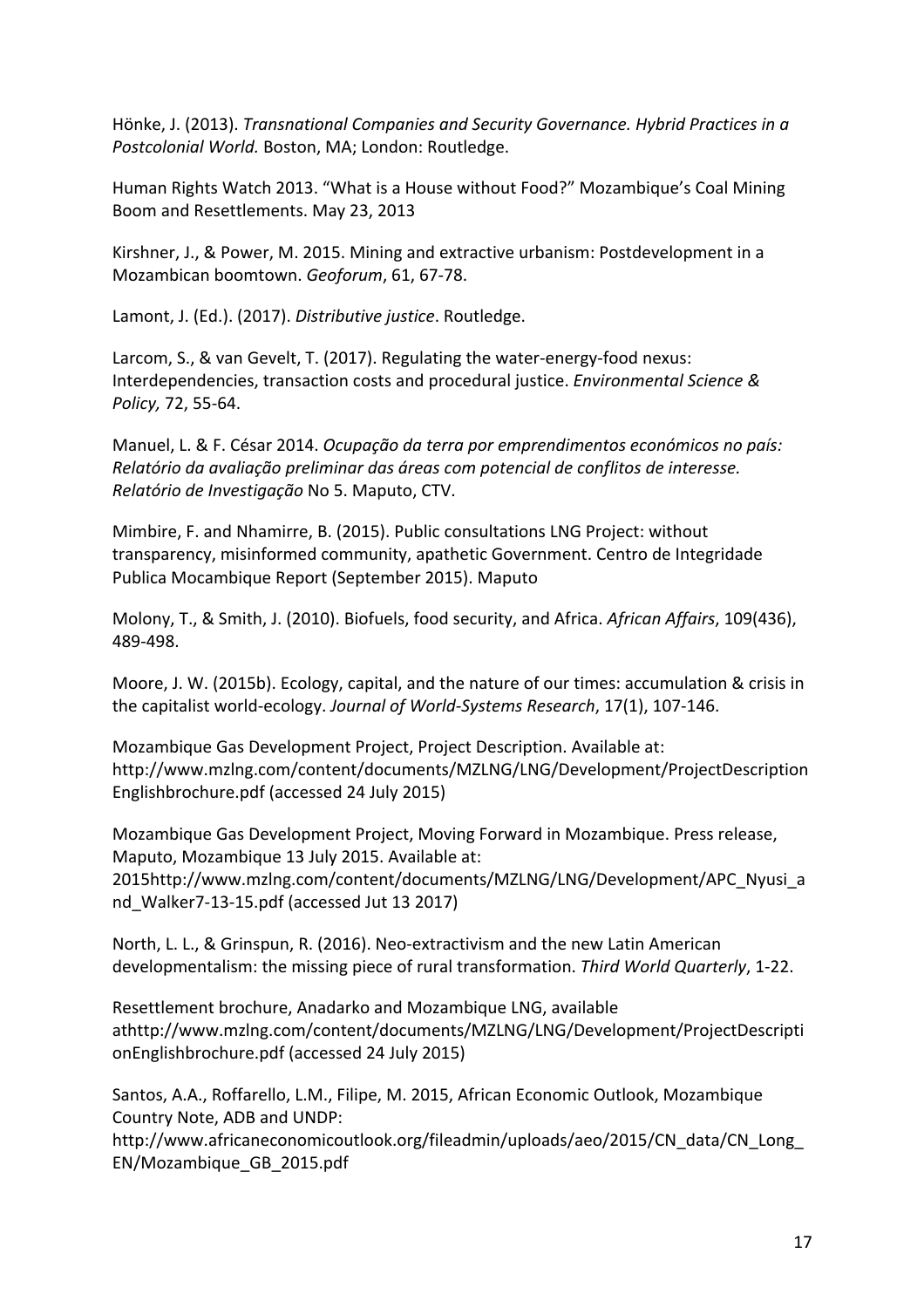Hönke, J. (2013). *Transnational Companies and Security Governance. Hybrid Practices in a Postcolonial World.* Boston, MA; London: Routledge.

Human Rights Watch 2013. "What is a House without Food?" Mozambique's Coal Mining Boom and Resettlements. May 23, 2013

Kirshner, J., & Power, M. 2015. Mining and extractive urbanism: Postdevelopment in a Mozambican boomtown. *Geoforum*, 61, 67-78.

Lamont, J. (Ed.). (2017). *Distributive justice*. Routledge.

Larcom, S., & van Gevelt, T. (2017). Regulating the water-energy-food nexus: Interdependencies, transaction costs and procedural justice. *Environmental Science & Policy,* 72, 55-64.

Manuel, L. & F. César 2014. *Ocupação da terra por emprendimentos económicos no país: Relatório da avaliação preliminar das áreas com potencial de conflitos de interesse. Relatório de Investigação* No 5. Maputo, CTV.

Mimbire, F. and Nhamirre, B. (2015). Public consultations LNG Project: without transparency, misinformed community, apathetic Government. Centro de Integridade Publica Mocambique Report (September 2015). Maputo

Molony, T., & Smith, J. (2010). Biofuels, food security, and Africa. *African Affairs*, 109(436), 489-498.

Moore, J. W. (2015b). Ecology, capital, and the nature of our times: accumulation & crisis in the capitalist world-ecology. *Journal of World-Systems Research*, 17(1), 107-146.

Mozambique Gas Development Project, Project Description. Available at: http://www.mzlng.com/content/documents/MZLNG/LNG/Development/ProjectDescriptionEnglishbrochure.pdf (accessed 24 July 2015)

Mozambique Gas Development Project, Moving Forward in Mozambique. Press release, Maputo, Mozambique 13 July 2015. Available at: 2015http://www.mzlng.com/content/documents/MZLNG/LNG/Development/APC_Nyusi_and_Walker7-13-15.pdf (accessed Jut 13 2017)

North, L. L., & Grinspun, R. (2016). Neo-extractivism and the new Latin American developmentalism: the missing piece of rural transformation. *Third World Quarterly*, 1-22.

Resettlement brochure, Anadarko and Mozambique LNG, available athttp://www.mzlng.com/content/documents/MZLNG/LNG/Development/ProjectDescriptionEnglishbrochure.pdf (accessed 24 July 2015)

Santos, A.A., Roffarello, L.M., Filipe, M. 2015, African Economic Outlook, Mozambique Country Note, ADB and UNDP: http://www.africaneconomicoutlook.org/fileadmin/uploads/aeo/2015/CN_data/CN_Long_EN/Mozambique_GB_2015.pdf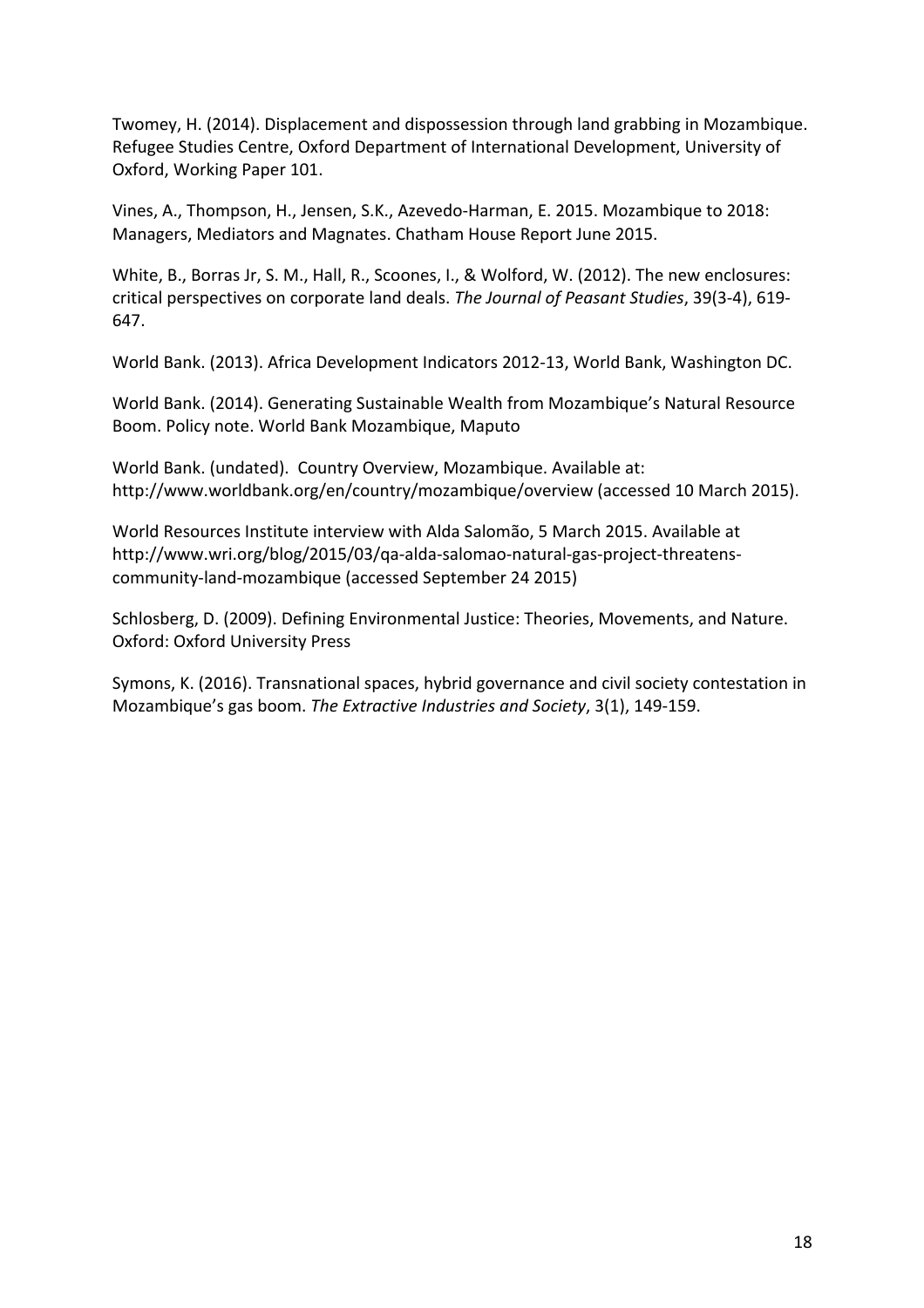Twomey, H. (2014). Displacement and dispossession through land grabbing in Mozambique. Refugee Studies Centre, Oxford Department of International Development, University of Oxford, Working Paper 101.

Vines, A., Thompson, H., Jensen, S.K., Azevedo-Harman, E. 2015. Mozambique to 2018: Managers, Mediators and Magnates. Chatham House Report June 2015.

White, B., Borras Jr, S. M., Hall, R., Scoones, I., & Wolford, W. (2012). The new enclosures: critical perspectives on corporate land deals. *The Journal of Peasant Studies*, 39(3-4), 619-647.

World Bank. (2013). Africa Development Indicators 2012-13, World Bank, Washington DC.

World Bank. (2014). Generating Sustainable Wealth from Mozambique's Natural Resource Boom. Policy note. World Bank Mozambique, Maputo

World Bank. (undated). Country Overview, Mozambique. Available at: http://www.worldbank.org/en/country/mozambique/overview (accessed 10 March 2015).

World Resources Institute interview with Alda Salomão, 5 March 2015. Available at http://www.wri.org/blog/2015/03/qa-alda-salomao-natural-gas-project-threatens-community-land-mozambique (accessed September 24 2015)

Schlosberg, D. (2009). Defining Environmental Justice: Theories, Movements, and Nature. Oxford: Oxford University Press

Symons, K. (2016). Transnational spaces, hybrid governance and civil society contestation in Mozambique's gas boom. *The Extractive Industries and Society*, 3(1), 149-159.